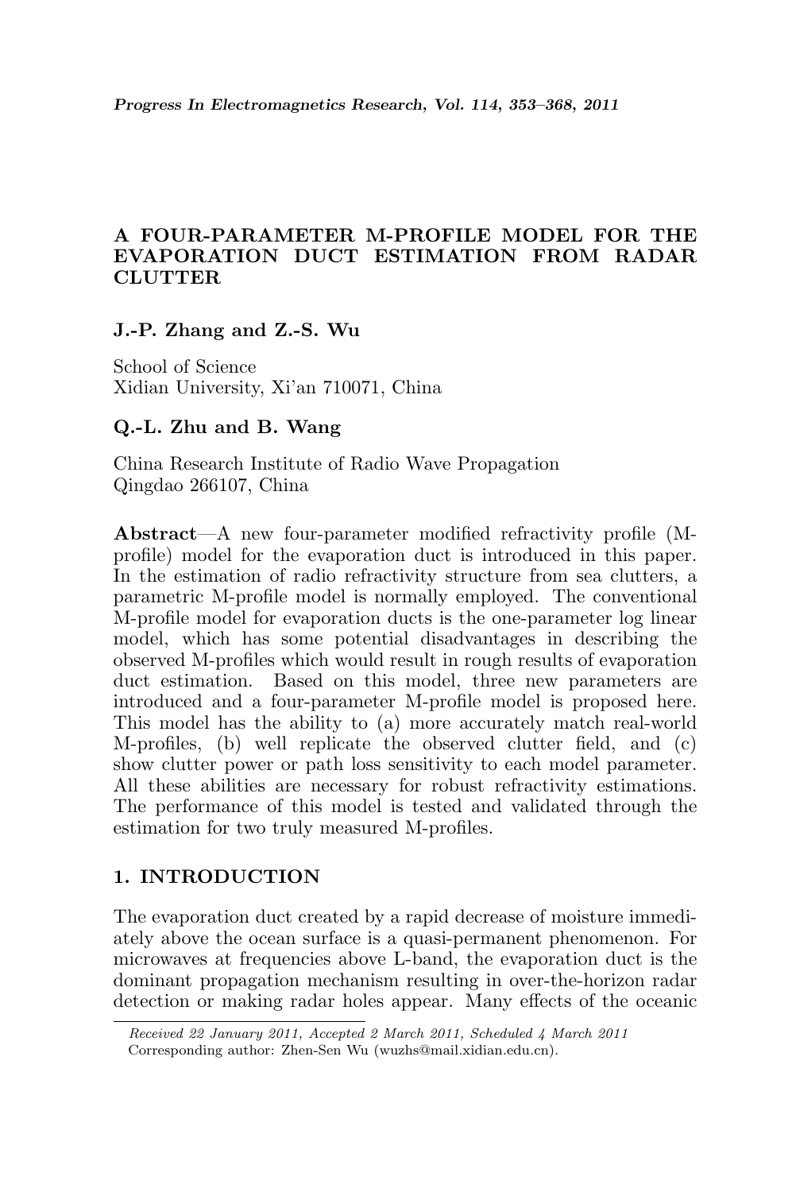# A FOUR-PARAMETER M-PROFILE MODEL FOR THE EVAPORATION DUCT ESTIMATION FROM RADAR CLUTTER

**J.-P. Zhang and Z.-S. Wu**

School of Science
Xidian University, Xi'an 710071, China

**Q.-L. Zhu and B. Wang**

China Research Institute of Radio Wave Propagation
Qingdao 266107, China

**Abstract**—A new four-parameter modified refractivity profile (M-profile) model for the evaporation duct is introduced in this paper. In the estimation of radio refractivity structure from sea clutters, a parametric M-profile model is normally employed. The conventional M-profile model for evaporation ducts is the one-parameter log linear model, which has some potential disadvantages in describing the observed M-profiles which would result in rough results of evaporation duct estimation. Based on this model, three new parameters are introduced and a four-parameter M-profile model is proposed here. This model has the ability to (a) more accurately match real-world M-profiles, (b) well replicate the observed clutter field, and (c) show clutter power or path loss sensitivity to each model parameter. All these abilities are necessary for robust refractivity estimations. The performance of this model is tested and validated through the estimation for two truly measured M-profiles.

## 1. INTRODUCTION

The evaporation duct created by a rapid decrease of moisture immediately above the ocean surface is a quasi-permanent phenomenon. For microwaves at frequencies above L-band, the evaporation duct is the dominant propagation mechanism resulting in over-the-horizon radar detection or making radar holes appear. Many effects of the oceanic

---

*Received 22 January 2011, Accepted 2 March 2011, Scheduled 4 March 2011*
Corresponding author: Zhen-Sen Wu (wuzhs@mail.xidian.edu.cn).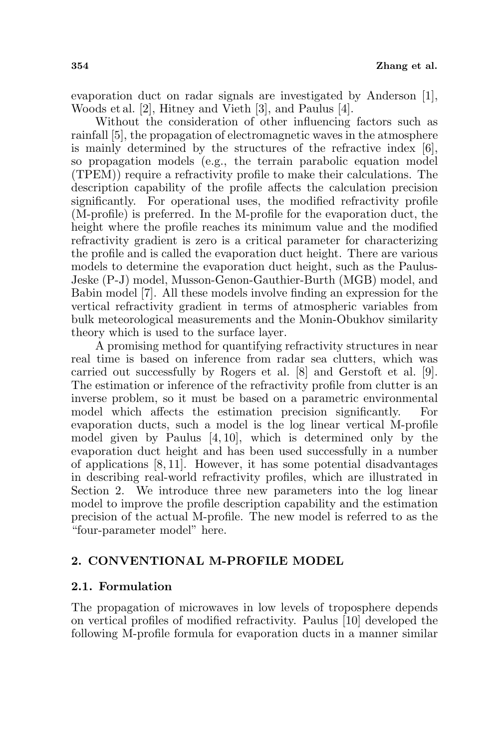evaporation duct on radar signals are investigated by Anderson [1], Woods et al. [2], Hitney and Vieth [3], and Paulus [4].

Without the consideration of other influencing factors such as rainfall [5], the propagation of electromagnetic waves in the atmosphere is mainly determined by the structures of the refractive index [6], so propagation models (e.g., the terrain parabolic equation model (TPEM)) require a refractivity profile to make their calculations. The description capability of the profile affects the calculation precision significantly. For operational uses, the modified refractivity profile (M-profile) is preferred. In the M-profile for the evaporation duct, the height where the profile reaches its minimum value and the modified refractivity gradient is zero is a critical parameter for characterizing the profile and is called the evaporation duct height. There are various models to determine the evaporation duct height, such as the Paulus-Jeske (P-J) model, Musson-Genon-Gauthier-Burth (MGB) model, and Babin model [7]. All these models involve finding an expression for the vertical refractivity gradient in terms of atmospheric variables from bulk meteorological measurements and the Monin-Obukhov similarity theory which is used to the surface layer.

A promising method for quantifying refractivity structures in near real time is based on inference from radar sea clutters, which was carried out successfully by Rogers et al. [8] and Gerstoft et al. [9]. The estimation or inference of the refractivity profile from clutter is an inverse problem, so it must be based on a parametric environmental model which affects the estimation precision significantly. For evaporation ducts, such a model is the log linear vertical M-profile model given by Paulus [4, 10], which is determined only by the evaporation duct height and has been used successfully in a number of applications [8, 11]. However, it has some potential disadvantages in describing real-world refractivity profiles, which are illustrated in Section 2. We introduce three new parameters into the log linear model to improve the profile description capability and the estimation precision of the actual M-profile. The new model is referred to as the "four-parameter model" here.

## 2. CONVENTIONAL M-PROFILE MODEL

### 2.1. Formulation

The propagation of microwaves in low levels of troposphere depends on vertical profiles of modified refractivity. Paulus [10] developed the following M-profile formula for evaporation ducts in a manner similar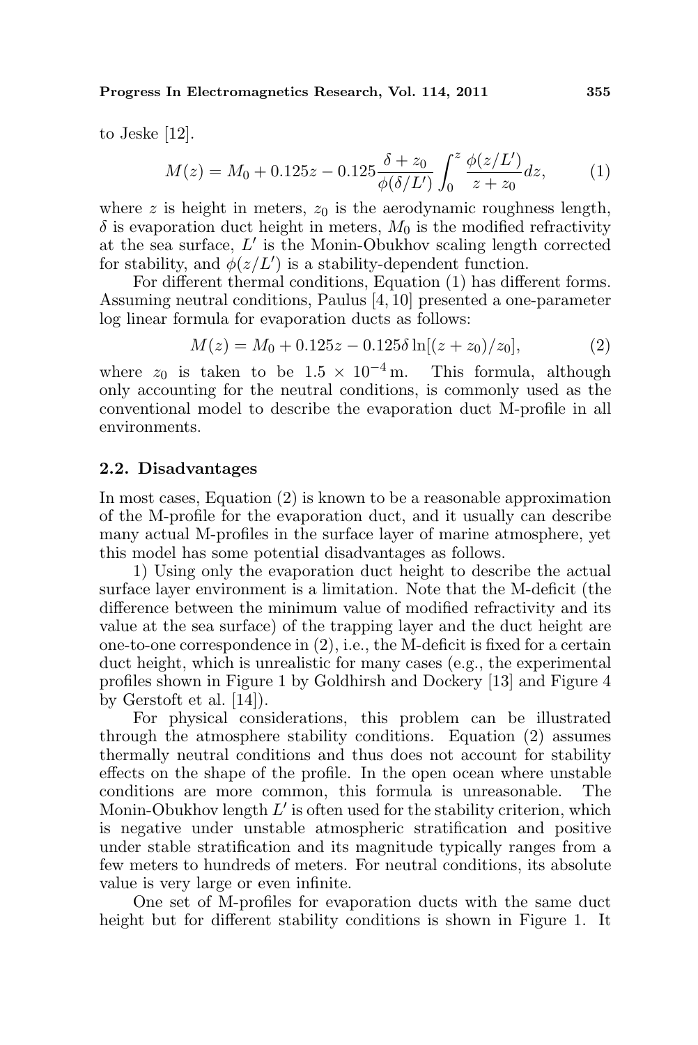to Jeske [12].

$$M(z) = M_0 + 0.125z - 0.125\frac{\delta + z_0}{\phi(\delta/L')}\int_0^z \frac{\phi(z/L')}{z + z_0}dz, \tag{1}$$

where $z$ is height in meters, $z_0$ is the aerodynamic roughness length, $\delta$ is evaporation duct height in meters, $M_0$ is the modified refractivity at the sea surface, $L'$ is the Monin-Obukhov scaling length corrected for stability, and $\phi(z/L')$ is a stability-dependent function.

For different thermal conditions, Equation (1) has different forms. Assuming neutral conditions, Paulus [4, 10] presented a one-parameter log linear formula for evaporation ducts as follows:

$$M(z) = M_0 + 0.125z - 0.125\delta\ln[(z + z_0)/z_0], \tag{2}$$

where $z_0$ is taken to be $1.5 \times 10^{-4}$ m. This formula, although only accounting for the neutral conditions, is commonly used as the conventional model to describe the evaporation duct M-profile in all environments.

### 2.2. Disadvantages

In most cases, Equation (2) is known to be a reasonable approximation of the M-profile for the evaporation duct, and it usually can describe many actual M-profiles in the surface layer of marine atmosphere, yet this model has some potential disadvantages as follows.

1) Using only the evaporation duct height to describe the actual surface layer environment is a limitation. Note that the M-deficit (the difference between the minimum value of modified refractivity and its value at the sea surface) of the trapping layer and the duct height are one-to-one correspondence in (2), i.e., the M-deficit is fixed for a certain duct height, which is unrealistic for many cases (e.g., the experimental profiles shown in Figure 1 by Goldhirsh and Dockery [13] and Figure 4 by Gerstoft et al. [14]).

For physical considerations, this problem can be illustrated through the atmosphere stability conditions. Equation (2) assumes thermally neutral conditions and thus does not account for stability effects on the shape of the profile. In the open ocean where unstable conditions are more common, this formula is unreasonable. The Monin-Obukhov length $L'$ is often used for the stability criterion, which is negative under unstable atmospheric stratification and positive under stable stratification and its magnitude typically ranges from a few meters to hundreds of meters. For neutral conditions, its absolute value is very large or even infinite.

One set of M-profiles for evaporation ducts with the same duct height but for different stability conditions is shown in Figure 1. It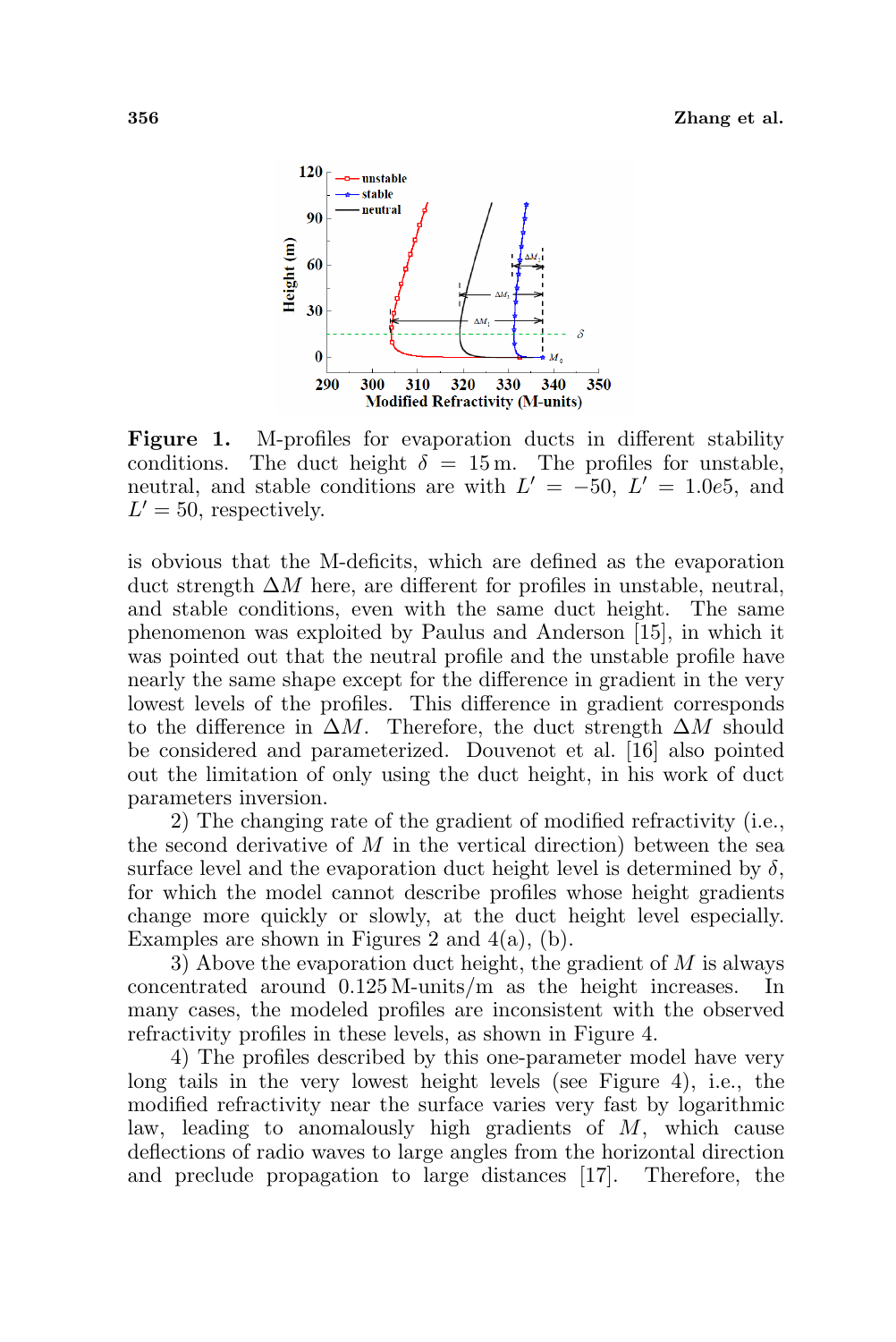**Figure 1.** M-profiles for evaporation ducts in different stability conditions. The duct height $\delta = 15\,\mathrm{m}$. The profiles for unstable, neutral, and stable conditions are with $L' = -50$, $L' = 1.0e5$, and $L' = 50$, respectively.

is obvious that the M-deficits, which are defined as the evaporation duct strength $\Delta M$ here, are different for profiles in unstable, neutral, and stable conditions, even with the same duct height. The same phenomenon was exploited by Paulus and Anderson [15], in which it was pointed out that the neutral profile and the unstable profile have nearly the same shape except for the difference in gradient in the very lowest levels of the profiles. This difference in gradient corresponds to the difference in $\Delta M$. Therefore, the duct strength $\Delta M$ should be considered and parameterized. Douvenot et al. [16] also pointed out the limitation of only using the duct height, in his work of duct parameters inversion.

2) The changing rate of the gradient of modified refractivity (i.e., the second derivative of $M$ in the vertical direction) between the sea surface level and the evaporation duct height level is determined by $\delta$, for which the model cannot describe profiles whose height gradients change more quickly or slowly, at the duct height level especially. Examples are shown in Figures 2 and 4(a), (b).

3) Above the evaporation duct height, the gradient of $M$ is always concentrated around $0.125\,\mathrm{M\text{-}units/m}$ as the height increases. In many cases, the modeled profiles are inconsistent with the observed refractivity profiles in these levels, as shown in Figure 4.

4) The profiles described by this one-parameter model have very long tails in the very lowest height levels (see Figure 4), i.e., the modified refractivity near the surface varies very fast by logarithmic law, leading to anomalously high gradients of $M$, which cause deflections of radio waves to large angles from the horizontal direction and preclude propagation to large distances [17]. Therefore, the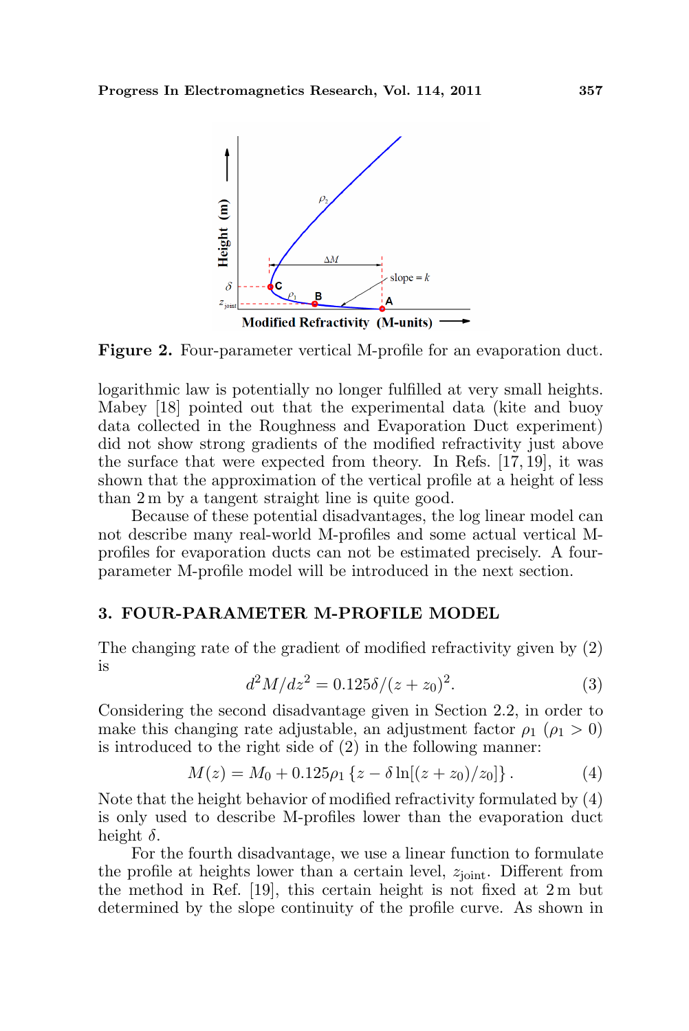**Figure 2.** Four-parameter vertical M-profile for an evaporation duct.

logarithmic law is potentially no longer fulfilled at very small heights. Mabey [18] pointed out that the experimental data (kite and buoy data collected in the Roughness and Evaporation Duct experiment) did not show strong gradients of the modified refractivity just above the surface that were expected from theory. In Refs. [17, 19], it was shown that the approximation of the vertical profile at a height of less than 2 m by a tangent straight line is quite good.

Because of these potential disadvantages, the log linear model can not describe many real-world M-profiles and some actual vertical M-profiles for evaporation ducts can not be estimated precisely. A four-parameter M-profile model will be introduced in the next section.

## 3. FOUR-PARAMETER M-PROFILE MODEL

The changing rate of the gradient of modified refractivity given by (2) is

$$d^2M/dz^2 = 0.125\delta/(z + z_0)^2. \tag{3}$$

Considering the second disadvantage given in Section 2.2, in order to make this changing rate adjustable, an adjustment factor $\rho_1$ ($\rho_1 > 0$) is introduced to the right side of (2) in the following manner:

$$M(z) = M_0 + 0.125\rho_1 \left\{z - \delta \ln[(z + z_0)/z_0]\right\}. \tag{4}$$

Note that the height behavior of modified refractivity formulated by (4) is only used to describe M-profiles lower than the evaporation duct height $\delta$.

For the fourth disadvantage, we use a linear function to formulate the profile at heights lower than a certain level, $z_{\text{joint}}$. Different from the method in Ref. [19], this certain height is not fixed at 2 m but determined by the slope continuity of the profile curve. As shown in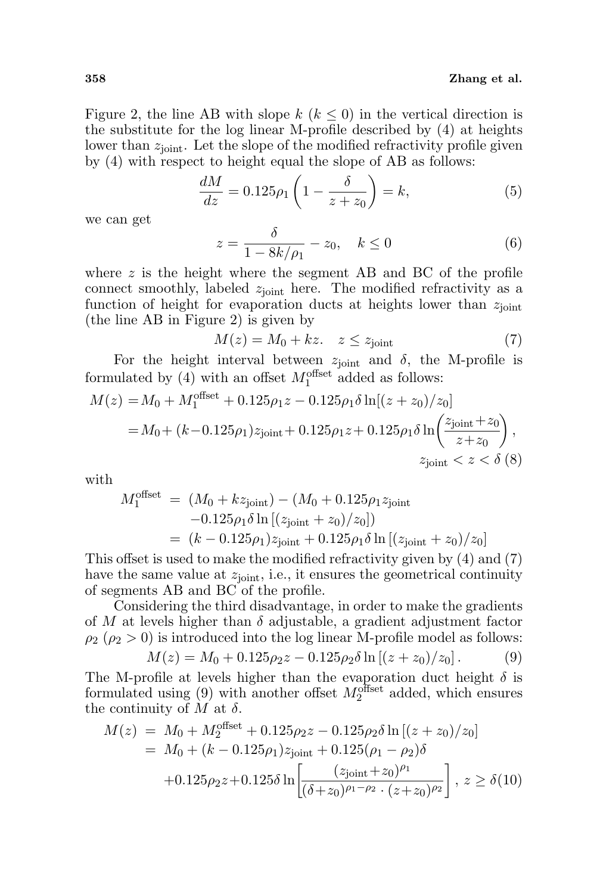Figure 2, the line AB with slope $k$ ($k \leq 0$) in the vertical direction is the substitute for the log linear M-profile described by (4) at heights lower than $z_{\text{joint}}$. Let the slope of the modified refractivity profile given by (4) with respect to height equal the slope of AB as follows:

$$\frac{dM}{dz} = 0.125\rho_1 \left(1 - \frac{\delta}{z + z_0}\right) = k, \tag{5}$$

we can get

$$z = \frac{\delta}{1 - 8k/\rho_1} - z_0, \quad k \leq 0 \tag{6}$$

where $z$ is the height where the segment AB and BC of the profile connect smoothly, labeled $z_{\text{joint}}$ here. The modified refractivity as a function of height for evaporation ducts at heights lower than $z_{\text{joint}}$ (the line AB in Figure 2) is given by

$$M(z) = M_0 + kz. \quad z \leq z_{\text{joint}} \tag{7}$$

For the height interval between $z_{\text{joint}}$ and $\delta$, the M-profile is formulated by (4) with an offset $M_1^{\text{offset}}$ added as follows:

$$\begin{aligned} M(z) &= M_0 + M_1^{\text{offset}} + 0.125\rho_1 z - 0.125\rho_1 \delta \ln[(z + z_0)/z_0] \\ &= M_0 + (k - 0.125\rho_1) z_{\text{joint}} + 0.125\rho_1 z + 0.125\rho_1 \delta \ln\left(\frac{z_{\text{joint}} + z_0}{z + z_0}\right), \\ &\qquad z_{\text{joint}} < z < \delta \end{aligned} \tag{8}$$

with

$$\begin{aligned} M_1^{\text{offset}} &= (M_0 + kz_{\text{joint}}) - (M_0 + 0.125\rho_1 z_{\text{joint}} \\ &\quad - 0.125\rho_1 \delta \ln[(z_{\text{joint}} + z_0)/z_0]) \\ &= (k - 0.125\rho_1) z_{\text{joint}} + 0.125\rho_1 \delta \ln[(z_{\text{joint}} + z_0)/z_0] \end{aligned}$$

This offset is used to make the modified refractivity given by (4) and (7) have the same value at $z_{\text{joint}}$, i.e., it ensures the geometrical continuity of segments AB and BC of the profile.

Considering the third disadvantage, in order to make the gradients of $M$ at levels higher than $\delta$ adjustable, a gradient adjustment factor $\rho_2$ ($\rho_2 > 0$) is introduced into the log linear M-profile model as follows:

$$M(z) = M_0 + 0.125\rho_2 z - 0.125\rho_2 \delta \ln[(z + z_0)/z_0]. \tag{9}$$

The M-profile at levels higher than the evaporation duct height $\delta$ is formulated using (9) with another offset $M_2^{\text{offset}}$ added, which ensures the continuity of $M$ at $\delta$.

$$\begin{aligned} M(z) &= M_0 + M_2^{\text{offset}} + 0.125\rho_2 z - 0.125\rho_2 \delta \ln[(z + z_0)/z_0] \\ &= M_0 + (k - 0.125\rho_1) z_{\text{joint}} + 0.125(\rho_1 - \rho_2)\delta \\ &\quad + 0.125\rho_2 z + 0.125\delta \ln\left[\frac{(z_{\text{joint}} + z_0)^{\rho_1}}{(\delta + z_0)^{\rho_1 - \rho_2} \cdot (z + z_0)^{\rho_2}}\right], \; z \geq \delta \end{aligned} \tag{10}$$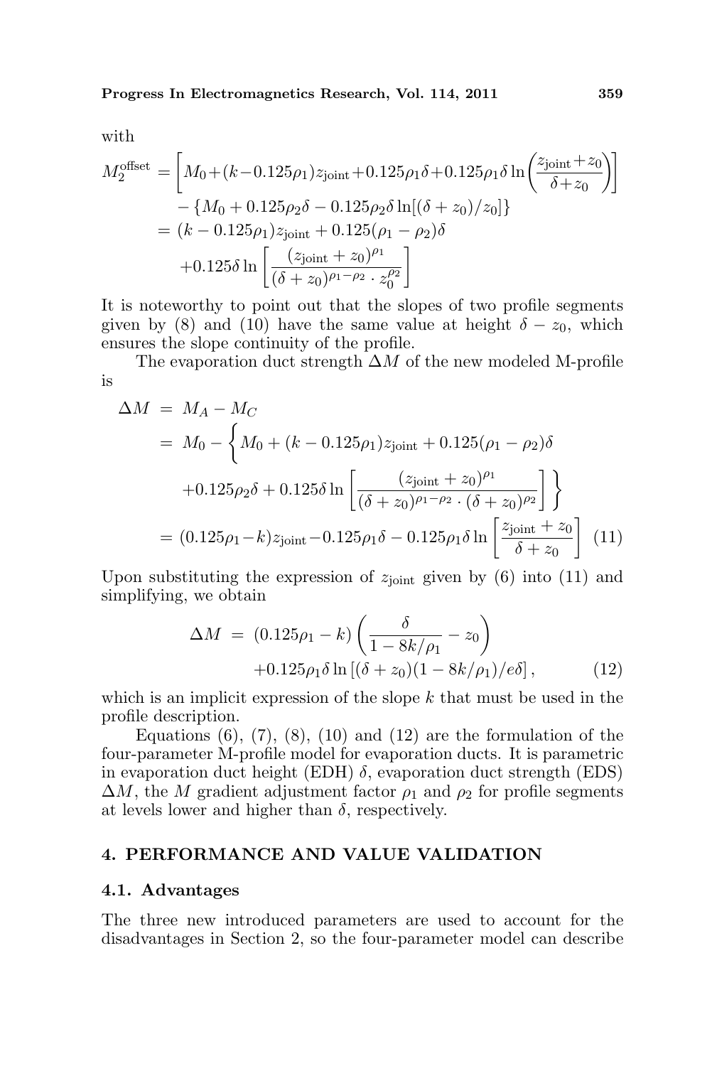with

$$
\begin{aligned}
M_2^{\text{offset}} &= \left[M_0+(k-0.125\rho_1)z_{\text{joint}}+0.125\rho_1\delta+0.125\rho_1\delta\ln\left(\frac{z_{\text{joint}}+z_0}{\delta+z_0}\right)\right] \\
&\quad -\{M_0+0.125\rho_2\delta-0.125\rho_2\delta\ln[(\delta+z_0)/z_0]\} \\
&= (k-0.125\rho_1)z_{\text{joint}}+0.125(\rho_1-\rho_2)\delta \\
&\quad +0.125\delta\ln\left[\frac{(z_{\text{joint}}+z_0)^{\rho_1}}{(\delta+z_0)^{\rho_1-\rho_2}\cdot z_0^{\rho_2}}\right]
\end{aligned}
$$

It is noteworthy to point out that the slopes of two profile segments given by (8) and (10) have the same value at height $\delta - z_0$, which ensures the slope continuity of the profile.

The evaporation duct strength $\Delta M$ of the new modeled M-profile is

$$
\begin{aligned}
\Delta M &= M_A - M_C \\
&= M_0 - \bigg\{M_0+(k-0.125\rho_1)z_{\text{joint}}+0.125(\rho_1-\rho_2)\delta \\
&\quad +0.125\rho_2\delta+0.125\delta\ln\left[\frac{(z_{\text{joint}}+z_0)^{\rho_1}}{(\delta+z_0)^{\rho_1-\rho_2}\cdot(\delta+z_0)^{\rho_2}}\right]\bigg\} \\
&= (0.125\rho_1-k)z_{\text{joint}}-0.125\rho_1\delta-0.125\rho_1\delta\ln\left[\frac{z_{\text{joint}}+z_0}{\delta+z_0}\right] \qquad (11)
\end{aligned}
$$

Upon substituting the expression of $z_{\text{joint}}$ given by (6) into (11) and simplifying, we obtain

$$
\begin{aligned}
\Delta M &= (0.125\rho_1-k)\left(\frac{\delta}{1-8k/\rho_1}-z_0\right) \\
&\quad +0.125\rho_1\delta\ln\left[(\delta+z_0)(1-8k/\rho_1)/e\delta\right], \qquad (12)
\end{aligned}
$$

which is an implicit expression of the slope $k$ that must be used in the profile description.

Equations (6), (7), (8), (10) and (12) are the formulation of the four-parameter M-profile model for evaporation ducts. It is parametric in evaporation duct height (EDH) $\delta$, evaporation duct strength (EDS) $\Delta M$, the $M$ gradient adjustment factor $\rho_1$ and $\rho_2$ for profile segments at levels lower and higher than $\delta$, respectively.

## 4. PERFORMANCE AND VALUE VALIDATION

### 4.1. Advantages

The three new introduced parameters are used to account for the disadvantages in Section 2, so the four-parameter model can describe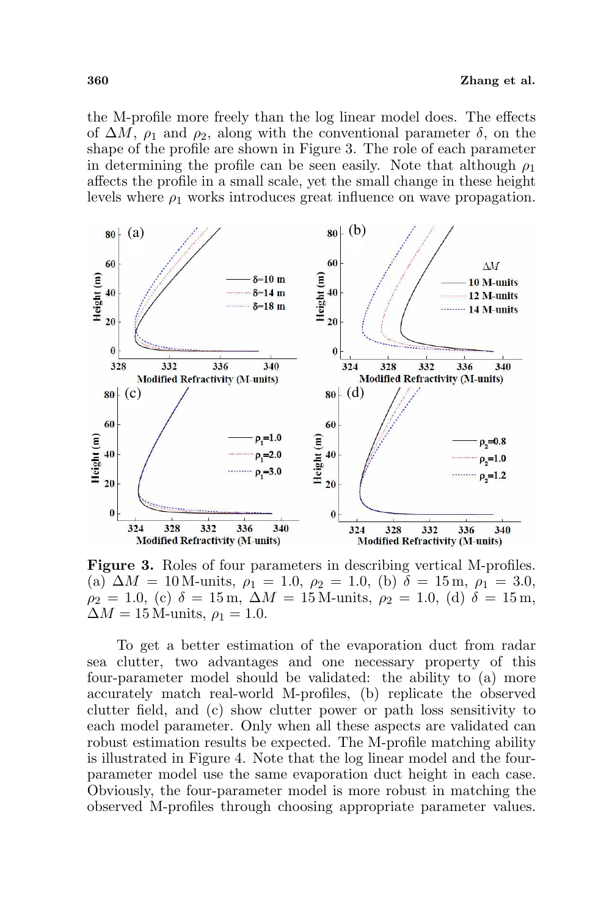the M-profile more freely than the log linear model does. The effects of $\Delta M$, $\rho_1$ and $\rho_2$, along with the conventional parameter $\delta$, on the shape of the profile are shown in Figure 3. The role of each parameter in determining the profile can be seen easily. Note that although $\rho_1$ affects the profile in a small scale, yet the small change in these height levels where $\rho_1$ works introduces great influence on wave propagation.

**Figure 3.** Roles of four parameters in describing vertical M-profiles. (a) $\Delta M = 10$ M-units, $\rho_1 = 1.0$, $\rho_2 = 1.0$, (b) $\delta = 15$ m, $\rho_1 = 3.0$, $\rho_2 = 1.0$, (c) $\delta = 15$ m, $\Delta M = 15$ M-units, $\rho_2 = 1.0$, (d) $\delta = 15$ m, $\Delta M = 15$ M-units, $\rho_1 = 1.0$.

To get a better estimation of the evaporation duct from radar sea clutter, two advantages and one necessary property of this four-parameter model should be validated: the ability to (a) more accurately match real-world M-profiles, (b) replicate the observed clutter field, and (c) show clutter power or path loss sensitivity to each model parameter. Only when all these aspects are validated can robust estimation results be expected. The M-profile matching ability is illustrated in Figure 4. Note that the log linear model and the four-parameter model use the same evaporation duct height in each case. Obviously, the four-parameter model is more robust in matching the observed M-profiles through choosing appropriate parameter values.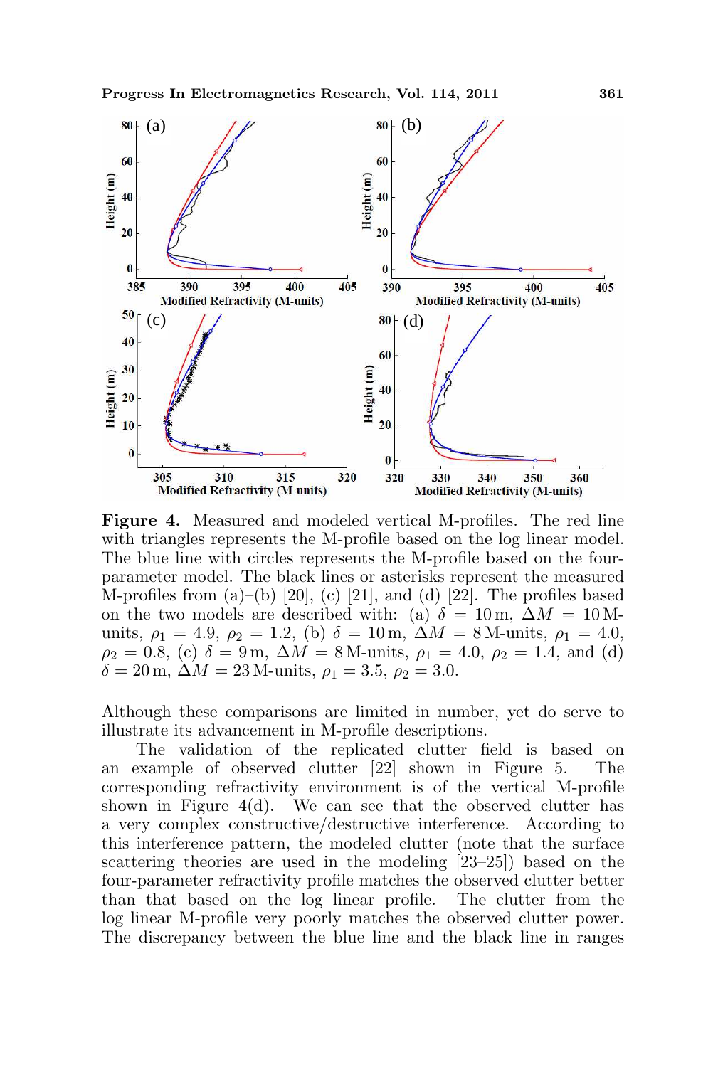**Figure 4.** Measured and modeled vertical M-profiles. The red line with triangles represents the M-profile based on the log linear model. The blue line with circles represents the M-profile based on the four-parameter model. The black lines or asterisks represent the measured M-profiles from (a)–(b) [20], (c) [21], and (d) [22]. The profiles based on the two models are described with: (a) $\delta = 10\,\text{m}$, $\Delta M = 10$ M-units, $\rho_1 = 4.9$, $\rho_2 = 1.2$, (b) $\delta = 10\,\text{m}$, $\Delta M = 8$ M-units, $\rho_1 = 4.0$, $\rho_2 = 0.8$, (c) $\delta = 9\,\text{m}$, $\Delta M = 8$ M-units, $\rho_1 = 4.0$, $\rho_2 = 1.4$, and (d) $\delta = 20\,\text{m}$, $\Delta M = 23$ M-units, $\rho_1 = 3.5$, $\rho_2 = 3.0$.

Although these comparisons are limited in number, yet do serve to illustrate its advancement in M-profile descriptions.

The validation of the replicated clutter field is based on an example of observed clutter [22] shown in Figure 5. The corresponding refractivity environment is of the vertical M-profile shown in Figure 4(d). We can see that the observed clutter has a very complex constructive/destructive interference. According to this interference pattern, the modeled clutter (note that the surface scattering theories are used in the modeling [23–25]) based on the four-parameter refractivity profile matches the observed clutter better than that based on the log linear profile. The clutter from the log linear M-profile very poorly matches the observed clutter power. The discrepancy between the blue line and the black line in ranges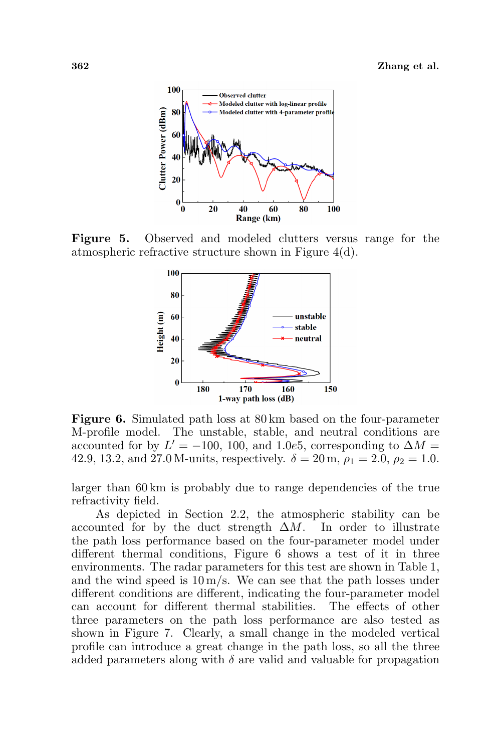**Figure 5.** Observed and modeled clutters versus range for the atmospheric refractive structure shown in Figure 4(d).

**Figure 6.** Simulated path loss at 80 km based on the four-parameter M-profile model. The unstable, stable, and neutral conditions are accounted for by $L' = -100$, 100, and 1.0$e$5, corresponding to $\Delta M =$ 42.9, 13.2, and 27.0 M-units, respectively. $\delta = 20$ m, $\rho_1 = 2.0$, $\rho_2 = 1.0$.

larger than 60 km is probably due to range dependencies of the true refractivity field.

As depicted in Section 2.2, the atmospheric stability can be accounted for by the duct strength $\Delta M$. In order to illustrate the path loss performance based on the four-parameter model under different thermal conditions, Figure 6 shows a test of it in three environments. The radar parameters for this test are shown in Table 1, and the wind speed is 10 m/s. We can see that the path losses under different conditions are different, indicating the four-parameter model can account for different thermal stabilities. The effects of other three parameters on the path loss performance are also tested as shown in Figure 7. Clearly, a small change in the modeled vertical profile can introduce a great change in the path loss, so all the three added parameters along with $\delta$ are valid and valuable for propagation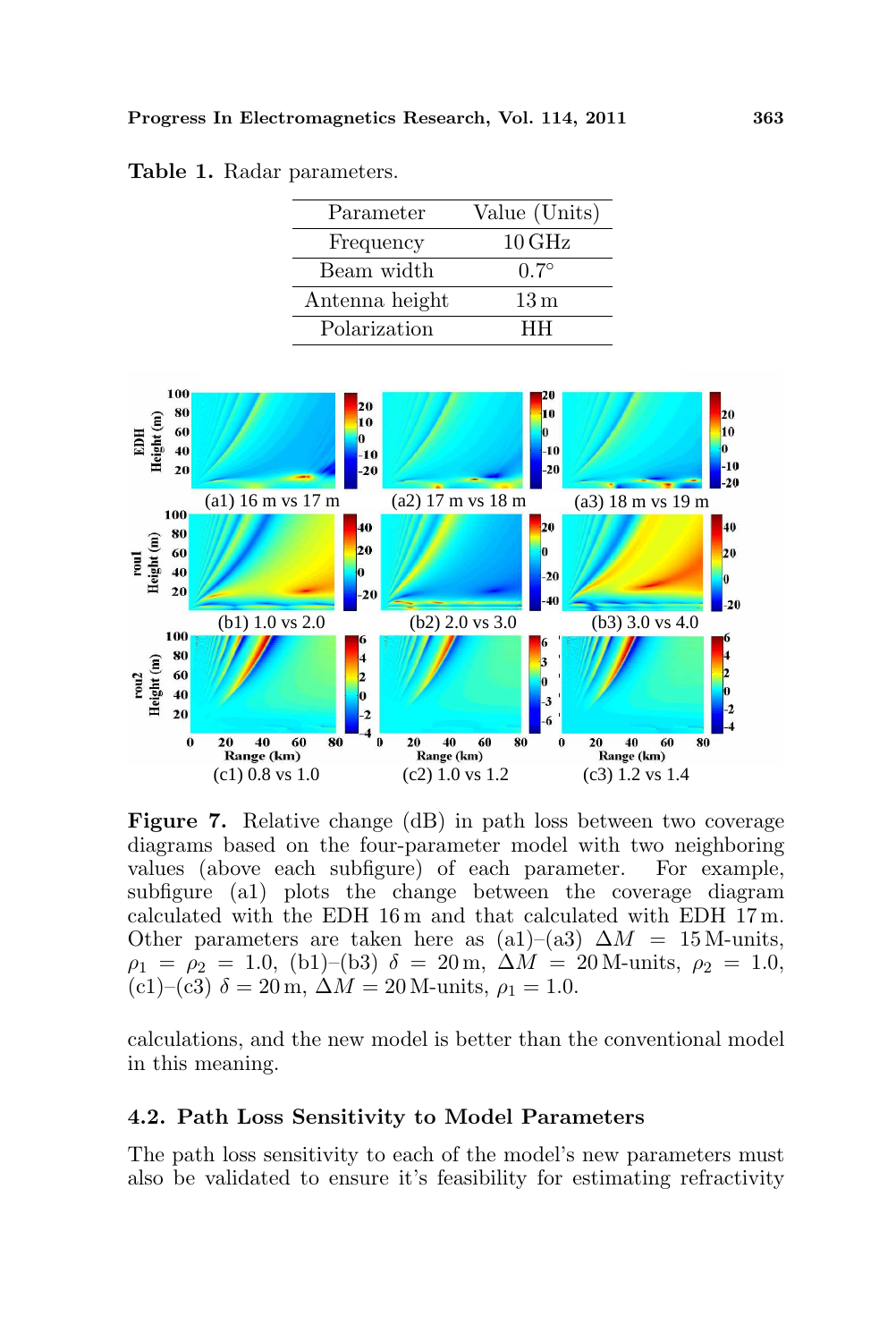**Table 1.** Radar parameters.

| Parameter | Value (Units) |
|---|---|
| Frequency | 10 GHz |
| Beam width | 0.7° |
| Antenna height | 13 m |
| Polarization | HH |

**Figure 7.** Relative change (dB) in path loss between two coverage diagrams based on the four-parameter model with two neighboring values (above each subfigure) of each parameter. For example, subfigure (a1) plots the change between the coverage diagram calculated with the EDH 16 m and that calculated with EDH 17 m. Other parameters are taken here as (a1)–(a3) $\Delta M = 15$ M-units, $\rho_1 = \rho_2 = 1.0$, (b1)–(b3) $\delta = 20$ m, $\Delta M = 20$ M-units, $\rho_2 = 1.0$, (c1)–(c3) $\delta = 20$ m, $\Delta M = 20$ M-units, $\rho_1 = 1.0$.

calculations, and the new model is better than the conventional model in this meaning.

### 4.2. Path Loss Sensitivity to Model Parameters

The path loss sensitivity to each of the model's new parameters must also be validated to ensure it's feasibility for estimating refractivity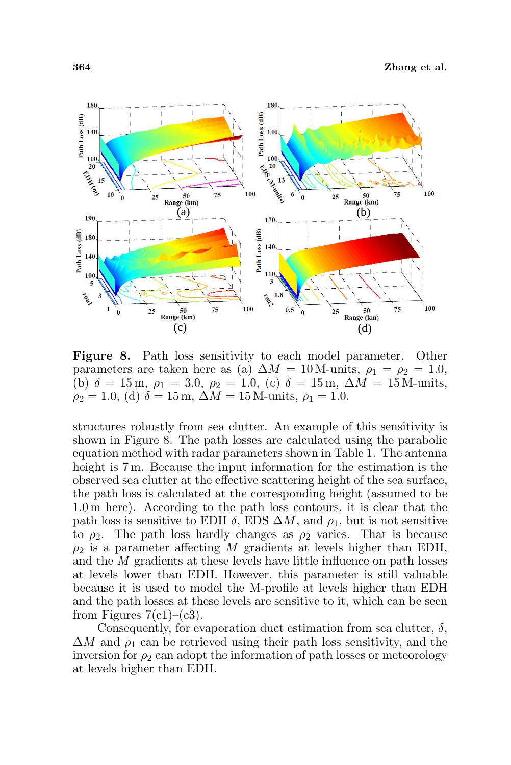**Figure 8.** Path loss sensitivity to each model parameter. Other parameters are taken here as (a) $\Delta M = 10$ M-units, $\rho_1 = \rho_2 = 1.0$, (b) $\delta = 15$ m, $\rho_1 = 3.0$, $\rho_2 = 1.0$, (c) $\delta = 15$ m, $\Delta M = 15$ M-units, $\rho_2 = 1.0$, (d) $\delta = 15$ m, $\Delta M = 15$ M-units, $\rho_1 = 1.0$.

structures robustly from sea clutter. An example of this sensitivity is shown in Figure 8. The path losses are calculated using the parabolic equation method with radar parameters shown in Table 1. The antenna height is 7 m. Because the input information for the estimation is the observed sea clutter at the effective scattering height of the sea surface, the path loss is calculated at the corresponding height (assumed to be 1.0 m here). According to the path loss contours, it is clear that the path loss is sensitive to EDH $\delta$, EDS $\Delta M$, and $\rho_1$, but is not sensitive to $\rho_2$. The path loss hardly changes as $\rho_2$ varies. That is because $\rho_2$ is a parameter affecting $M$ gradients at levels higher than EDH, and the $M$ gradients at these levels have little influence on path losses at levels lower than EDH. However, this parameter is still valuable because it is used to model the M-profile at levels higher than EDH and the path losses at these levels are sensitive to it, which can be seen from Figures 7(c1)–(c3).

Consequently, for evaporation duct estimation from sea clutter, $\delta$, $\Delta M$ and $\rho_1$ can be retrieved using their path loss sensitivity, and the inversion for $\rho_2$ can adopt the information of path losses or meteorology at levels higher than EDH.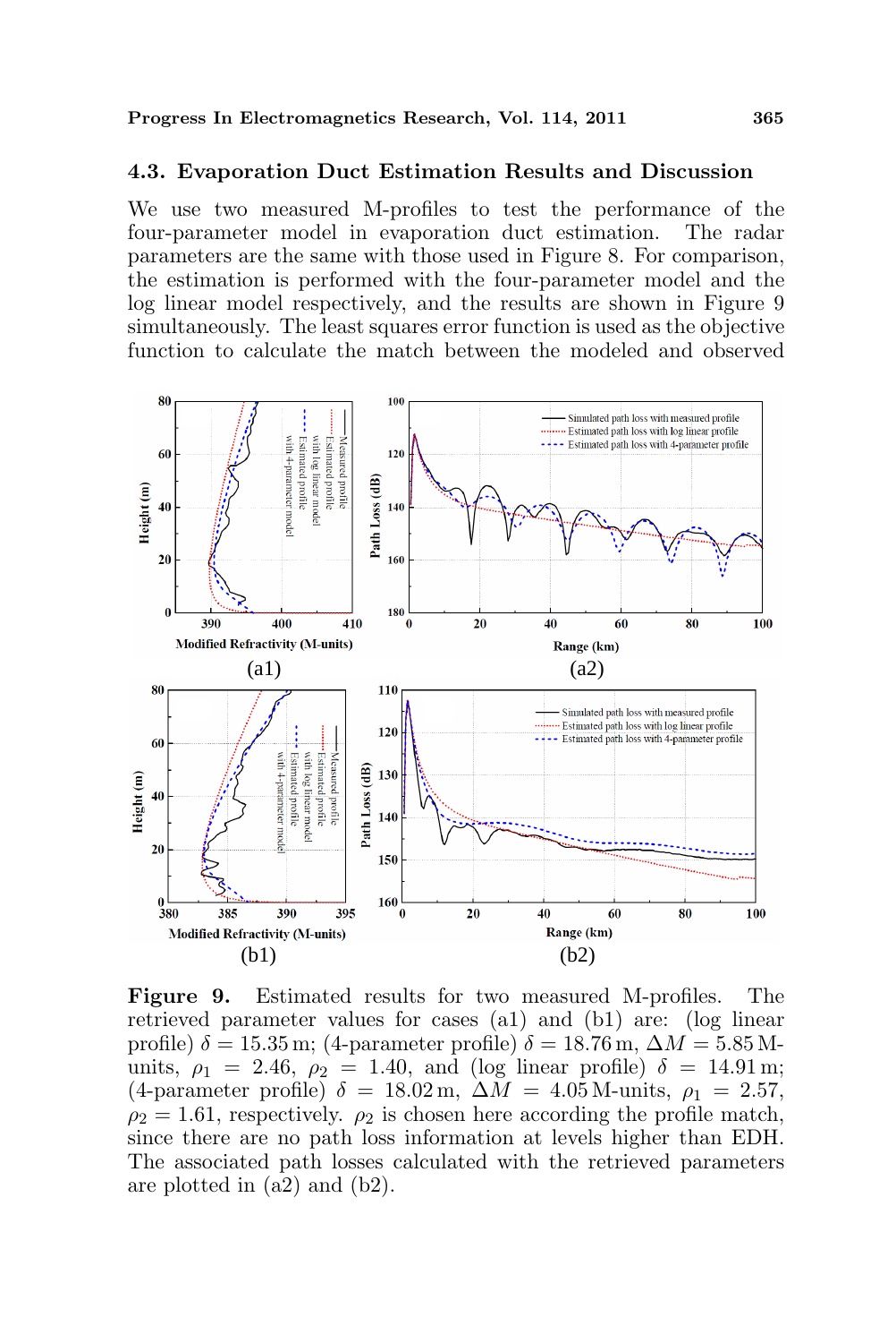## 4.3. Evaporation Duct Estimation Results and Discussion

We use two measured M-profiles to test the performance of the four-parameter model in evaporation duct estimation. The radar parameters are the same with those used in Figure 8. For comparison, the estimation is performed with the four-parameter model and the log linear model respectively, and the results are shown in Figure 9 simultaneously. The least squares error function is used as the objective function to calculate the match between the modeled and observed

**Figure 9.** Estimated results for two measured M-profiles. The retrieved parameter values for cases (a1) and (b1) are: (log linear profile) $\delta = 15.35$ m; (4-parameter profile) $\delta = 18.76$ m, $\Delta M = 5.85$ M-units, $\rho_1 = 2.46$, $\rho_2 = 1.40$, and (log linear profile) $\delta = 14.91$ m; (4-parameter profile) $\delta = 18.02$ m, $\Delta M = 4.05$ M-units, $\rho_1 = 2.57$, $\rho_2 = 1.61$, respectively. $\rho_2$ is chosen here according the profile match, since there are no path loss information at levels higher than EDH. The associated path losses calculated with the retrieved parameters are plotted in (a2) and (b2).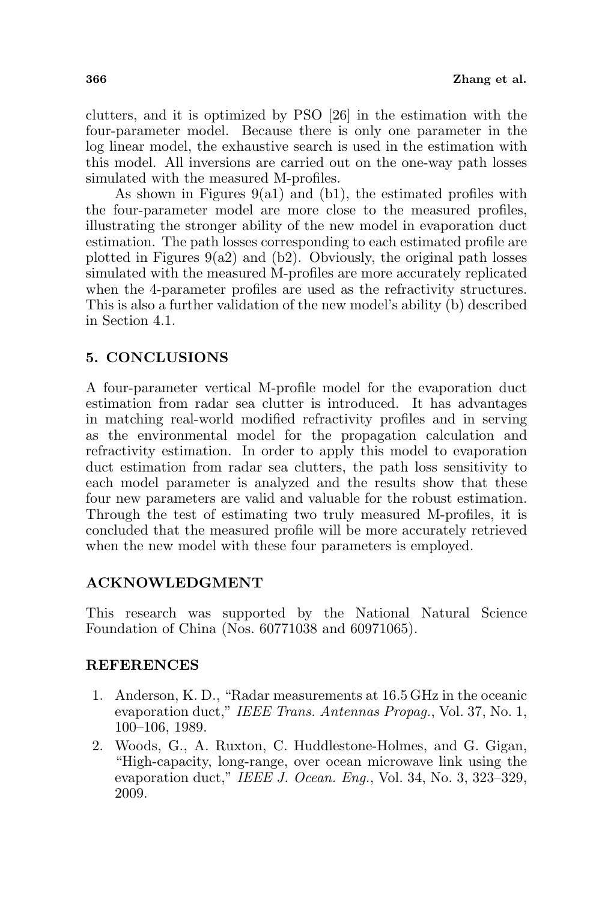clutters, and it is optimized by PSO [26] in the estimation with the four-parameter model. Because there is only one parameter in the log linear model, the exhaustive search is used in the estimation with this model. All inversions are carried out on the one-way path losses simulated with the measured M-profiles.

As shown in Figures 9(a1) and (b1), the estimated profiles with the four-parameter model are more close to the measured profiles, illustrating the stronger ability of the new model in evaporation duct estimation. The path losses corresponding to each estimated profile are plotted in Figures 9(a2) and (b2). Obviously, the original path losses simulated with the measured M-profiles are more accurately replicated when the 4-parameter profiles are used as the refractivity structures. This is also a further validation of the new model's ability (b) described in Section 4.1.

## 5. CONCLUSIONS

A four-parameter vertical M-profile model for the evaporation duct estimation from radar sea clutter is introduced. It has advantages in matching real-world modified refractivity profiles and in serving as the environmental model for the propagation calculation and refractivity estimation. In order to apply this model to evaporation duct estimation from radar sea clutters, the path loss sensitivity to each model parameter is analyzed and the results show that these four new parameters are valid and valuable for the robust estimation. Through the test of estimating two truly measured M-profiles, it is concluded that the measured profile will be more accurately retrieved when the new model with these four parameters is employed.

## ACKNOWLEDGMENT

This research was supported by the National Natural Science Foundation of China (Nos. 60771038 and 60971065).

## REFERENCES

1. Anderson, K. D., "Radar measurements at 16.5 GHz in the oceanic evaporation duct," *IEEE Trans. Antennas Propag.*, Vol. 37, No. 1, 100–106, 1989.
2. Woods, G., A. Ruxton, C. Huddlestone-Holmes, and G. Gigan, "High-capacity, long-range, over ocean microwave link using the evaporation duct," *IEEE J. Ocean. Eng.*, Vol. 34, No. 3, 323–329, 2009.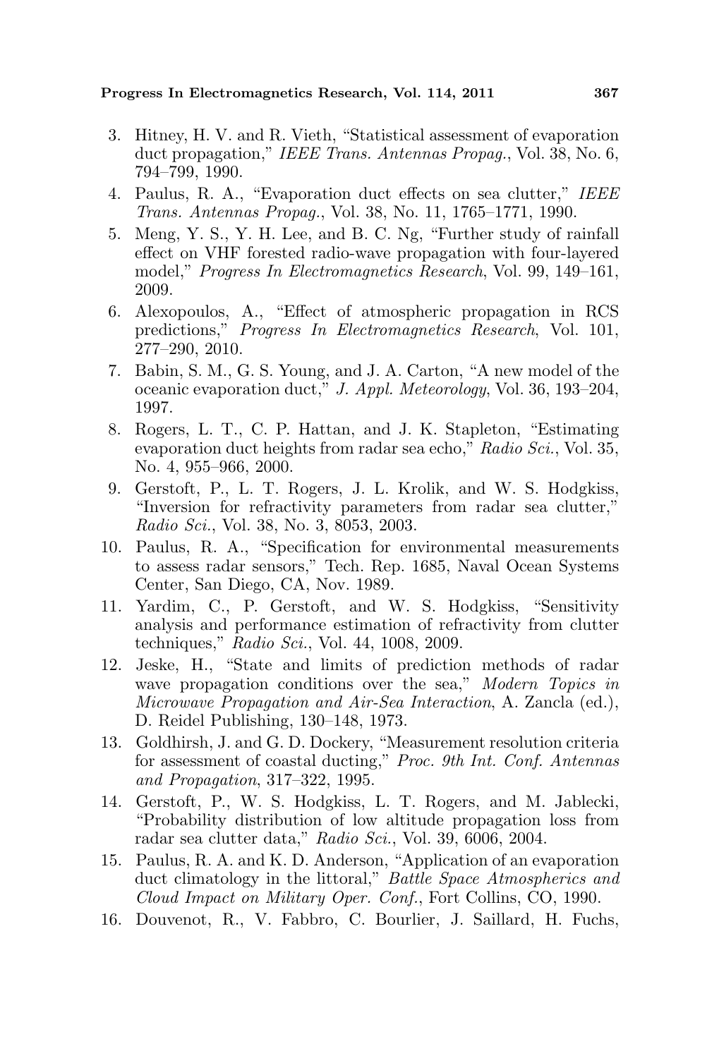3. Hitney, H. V. and R. Vieth, "Statistical assessment of evaporation duct propagation," *IEEE Trans. Antennas Propag.*, Vol. 38, No. 6, 794–799, 1990.
4. Paulus, R. A., "Evaporation duct effects on sea clutter," *IEEE Trans. Antennas Propag.*, Vol. 38, No. 11, 1765–1771, 1990.
5. Meng, Y. S., Y. H. Lee, and B. C. Ng, "Further study of rainfall effect on VHF forested radio-wave propagation with four-layered model," *Progress In Electromagnetics Research*, Vol. 99, 149–161, 2009.
6. Alexopoulos, A., "Effect of atmospheric propagation in RCS predictions," *Progress In Electromagnetics Research*, Vol. 101, 277–290, 2010.
7. Babin, S. M., G. S. Young, and J. A. Carton, "A new model of the oceanic evaporation duct," *J. Appl. Meteorology*, Vol. 36, 193–204, 1997.
8. Rogers, L. T., C. P. Hattan, and J. K. Stapleton, "Estimating evaporation duct heights from radar sea echo," *Radio Sci.*, Vol. 35, No. 4, 955–966, 2000.
9. Gerstoft, P., L. T. Rogers, J. L. Krolik, and W. S. Hodgkiss, "Inversion for refractivity parameters from radar sea clutter," *Radio Sci.*, Vol. 38, No. 3, 8053, 2003.
10. Paulus, R. A., "Specification for environmental measurements to assess radar sensors," Tech. Rep. 1685, Naval Ocean Systems Center, San Diego, CA, Nov. 1989.
11. Yardim, C., P. Gerstoft, and W. S. Hodgkiss, "Sensitivity analysis and performance estimation of refractivity from clutter techniques," *Radio Sci.*, Vol. 44, 1008, 2009.
12. Jeske, H., "State and limits of prediction methods of radar wave propagation conditions over the sea," *Modern Topics in Microwave Propagation and Air-Sea Interaction*, A. Zancla (ed.), D. Reidel Publishing, 130–148, 1973.
13. Goldhirsh, J. and G. D. Dockery, "Measurement resolution criteria for assessment of coastal ducting," *Proc. 9th Int. Conf. Antennas and Propagation*, 317–322, 1995.
14. Gerstoft, P., W. S. Hodgkiss, L. T. Rogers, and M. Jablecki, "Probability distribution of low altitude propagation loss from radar sea clutter data," *Radio Sci.*, Vol. 39, 6006, 2004.
15. Paulus, R. A. and K. D. Anderson, "Application of an evaporation duct climatology in the littoral," *Battle Space Atmospherics and Cloud Impact on Military Oper. Conf.*, Fort Collins, CO, 1990.
16. Douvenot, R., V. Fabbro, C. Bourlier, J. Saillard, H. Fuchs,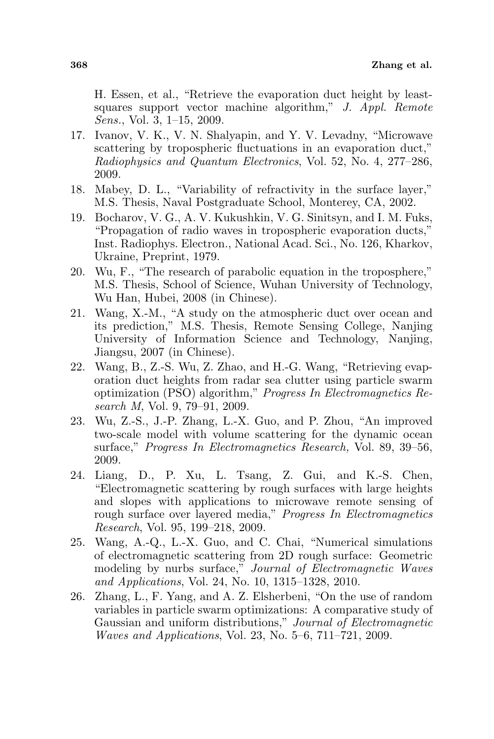H. Essen, et al., "Retrieve the evaporation duct height by least-squares support vector machine algorithm," *J. Appl. Remote Sens.*, Vol. 3, 1–15, 2009.

17. Ivanov, V. K., V. N. Shalyapin, and Y. V. Levadny, "Microwave scattering by tropospheric fluctuations in an evaporation duct," *Radiophysics and Quantum Electronics*, Vol. 52, No. 4, 277–286, 2009.
18. Mabey, D. L., "Variability of refractivity in the surface layer," M.S. Thesis, Naval Postgraduate School, Monterey, CA, 2002.
19. Bocharov, V. G., A. V. Kukushkin, V. G. Sinitsyn, and I. M. Fuks, "Propagation of radio waves in tropospheric evaporation ducts," Inst. Radiophys. Electron., National Acad. Sci., No. 126, Kharkov, Ukraine, Preprint, 1979.
20. Wu, F., "The research of parabolic equation in the troposphere," M.S. Thesis, School of Science, Wuhan University of Technology, Wu Han, Hubei, 2008 (in Chinese).
21. Wang, X.-M., "A study on the atmospheric duct over ocean and its prediction," M.S. Thesis, Remote Sensing College, Nanjing University of Information Science and Technology, Nanjing, Jiangsu, 2007 (in Chinese).
22. Wang, B., Z.-S. Wu, Z. Zhao, and H.-G. Wang, "Retrieving evaporation duct heights from radar sea clutter using particle swarm optimization (PSO) algorithm," *Progress In Electromagnetics Research M*, Vol. 9, 79–91, 2009.
23. Wu, Z.-S., J.-P. Zhang, L.-X. Guo, and P. Zhou, "An improved two-scale model with volume scattering for the dynamic ocean surface," *Progress In Electromagnetics Research,* Vol. 89, 39–56, 2009.
24. Liang, D., P. Xu, L. Tsang, Z. Gui, and K.-S. Chen, "Electromagnetic scattering by rough surfaces with large heights and slopes with applications to microwave remote sensing of rough surface over layered media," *Progress In Electromagnetics Research*, Vol. 95, 199–218, 2009.
25. Wang, A.-Q., L.-X. Guo, and C. Chai, "Numerical simulations of electromagnetic scattering from 2D rough surface: Geometric modeling by nurbs surface," *Journal of Electromagnetic Waves and Applications*, Vol. 24, No. 10, 1315–1328, 2010.
26. Zhang, L., F. Yang, and A. Z. Elsherbeni, "On the use of random variables in particle swarm optimizations: A comparative study of Gaussian and uniform distributions," *Journal of Electromagnetic Waves and Applications*, Vol. 23, No. 5–6, 711–721, 2009.